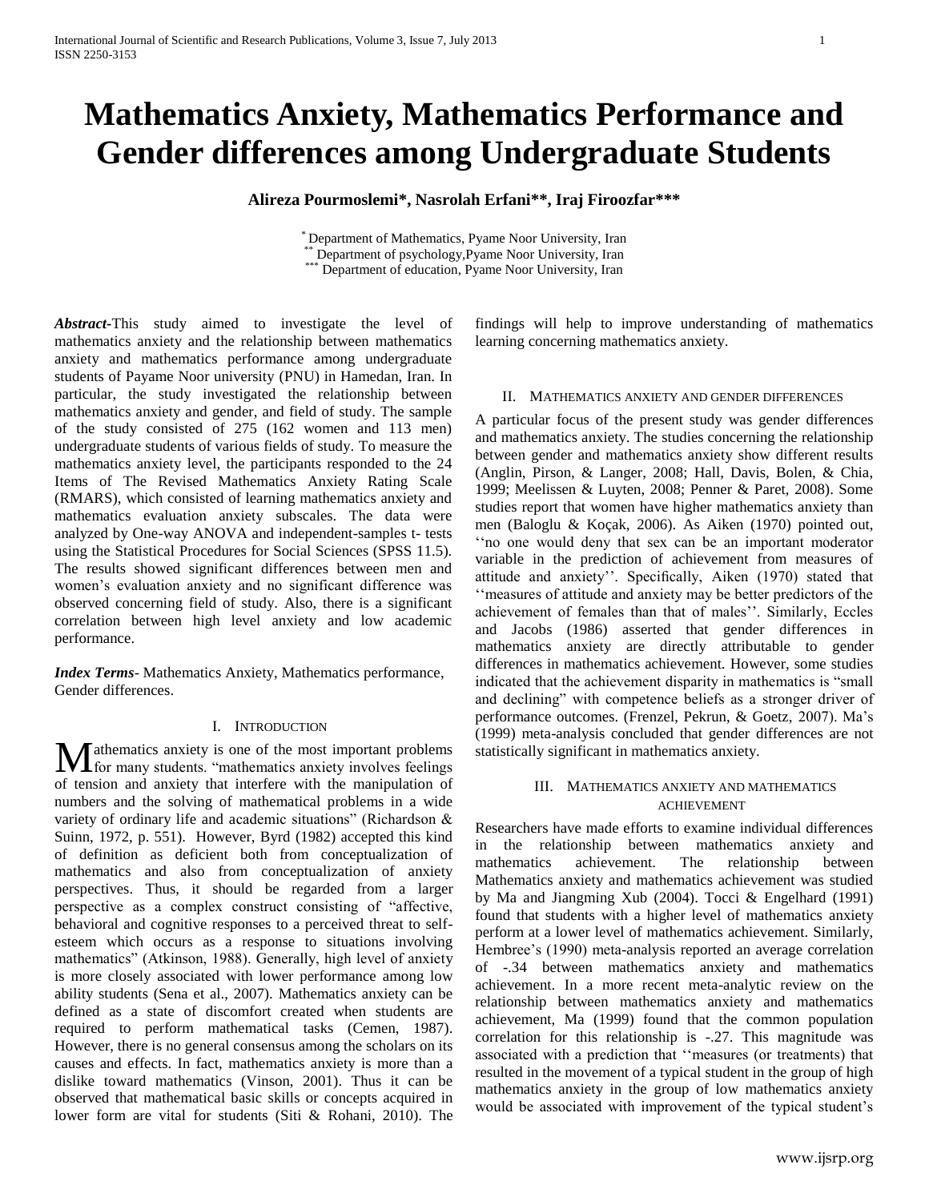# Mathematics Anxiety, Mathematics Performance and Gender differences among Undergraduate Students

**Alireza Pourmoslemi*, Nasrolah Erfani**, Iraj Firoozfar*****

[*] Department of Mathematics, Pyame Noor University, Iran
[**] Department of psychology,Pyame Noor University, Iran
[***] Department of education, Pyame Noor University, Iran

***Abstract***-This study aimed to investigate the level of mathematics anxiety and the relationship between mathematics anxiety and mathematics performance among undergraduate students of Payame Noor university (PNU) in Hamedan, Iran. In particular, the study investigated the relationship between mathematics anxiety and gender, and field of study. The sample of the study consisted of 275 (162 women and 113 men) undergraduate students of various fields of study. To measure the mathematics anxiety level, the participants responded to the 24 Items of The Revised Mathematics Anxiety Rating Scale (RMARS), which consisted of learning mathematics anxiety and mathematics evaluation anxiety subscales. The data were analyzed by One-way ANOVA and independent-samples t- tests using the Statistical Procedures for Social Sciences (SPSS 11.5). The results showed significant differences between men and women's evaluation anxiety and no significant difference was observed concerning field of study. Also, there is a significant correlation between high level anxiety and low academic performance.

***Index Terms***- Mathematics Anxiety, Mathematics performance, Gender differences.

## I. Introduction

Mathematics anxiety is one of the most important problems for many students. "mathematics anxiety involves feelings of tension and anxiety that interfere with the manipulation of numbers and the solving of mathematical problems in a wide variety of ordinary life and academic situations" (Richardson & Suinn, 1972, p. 551). However, Byrd (1982) accepted this kind of definition as deficient both from conceptualization of mathematics and also from conceptualization of anxiety perspectives. Thus, it should be regarded from a larger perspective as a complex construct consisting of "affective, behavioral and cognitive responses to a perceived threat to self-esteem which occurs as a response to situations involving mathematics" (Atkinson, 1988). Generally, high level of anxiety is more closely associated with lower performance among low ability students (Sena et al., 2007). Mathematics anxiety can be defined as a state of discomfort created when students are required to perform mathematical tasks (Cemen, 1987). However, there is no general consensus among the scholars on its causes and effects. In fact, mathematics anxiety is more than a dislike toward mathematics (Vinson, 2001). Thus it can be observed that mathematical basic skills or concepts acquired in lower form are vital for students (Siti & Rohani, 2010). The findings will help to improve understanding of mathematics learning concerning mathematics anxiety.

## II. Mathematics anxiety and gender differences

A particular focus of the present study was gender differences and mathematics anxiety. The studies concerning the relationship between gender and mathematics anxiety show different results (Anglin, Pirson, & Langer, 2008; Hall, Davis, Bolen, & Chia, 1999; Meelissen & Luyten, 2008; Penner & Paret, 2008). Some studies report that women have higher mathematics anxiety than men (Baloglu & Koçak, 2006). As Aiken (1970) pointed out, ''no one would deny that sex can be an important moderator variable in the prediction of achievement from measures of attitude and anxiety''. Specifically, Aiken (1970) stated that ''measures of attitude and anxiety may be better predictors of the achievement of females than that of males''. Similarly, Eccles and Jacobs (1986) asserted that gender differences in mathematics anxiety are directly attributable to gender differences in mathematics achievement. However, some studies indicated that the achievement disparity in mathematics is "small and declining" with competence beliefs as a stronger driver of performance outcomes. (Frenzel, Pekrun, & Goetz, 2007). Ma's (1999) meta-analysis concluded that gender differences are not statistically significant in mathematics anxiety.

## III. Mathematics anxiety and mathematics achievement

Researchers have made efforts to examine individual differences in the relationship between mathematics anxiety and mathematics achievement. The relationship between Mathematics anxiety and mathematics achievement was studied by Ma and Jiangming Xub (2004). Tocci & Engelhard (1991) found that students with a higher level of mathematics anxiety perform at a lower level of mathematics achievement. Similarly, Hembree's (1990) meta-analysis reported an average correlation of -.34 between mathematics anxiety and mathematics achievement. In a more recent meta-analytic review on the relationship between mathematics anxiety and mathematics achievement, Ma (1999) found that the common population correlation for this relationship is -.27. This magnitude was associated with a prediction that ''measures (or treatments) that resulted in the movement of a typical student in the group of high mathematics anxiety in the group of low mathematics anxiety would be associated with improvement of the typical student's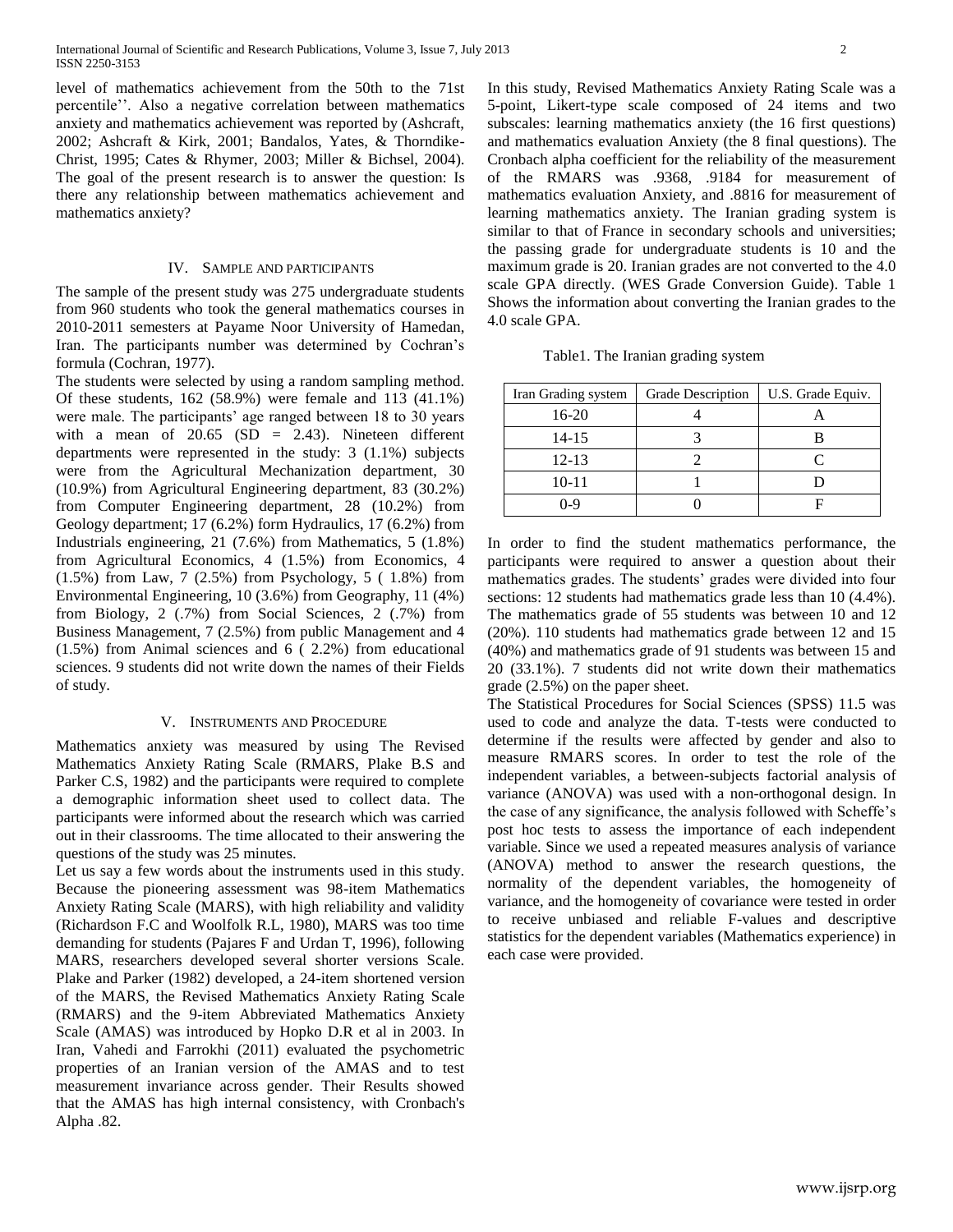level of mathematics achievement from the 50th to the 71st percentile''. Also a negative correlation between mathematics anxiety and mathematics achievement was reported by (Ashcraft, 2002; Ashcraft & Kirk, 2001; Bandalos, Yates, & Thorndike-Christ, 1995; Cates & Rhymer, 2003; Miller & Bichsel, 2004). The goal of the present research is to answer the question: Is there any relationship between mathematics achievement and mathematics anxiety?

## IV. Sample and participants

The sample of the present study was 275 undergraduate students from 960 students who took the general mathematics courses in 2010-2011 semesters at Payame Noor University of Hamedan, Iran. The participants number was determined by Cochran's formula (Cochran, 1977).

The students were selected by using a random sampling method. Of these students, 162 (58.9%) were female and 113 (41.1%) were male. The participants' age ranged between 18 to 30 years with a mean of 20.65 (SD = 2.43). Nineteen different departments were represented in the study: 3 (1.1%) subjects were from the Agricultural Mechanization department, 30 (10.9%) from Agricultural Engineering department, 83 (30.2%) from Computer Engineering department, 28 (10.2%) from Geology department; 17 (6.2%) form Hydraulics, 17 (6.2%) from Industrials engineering, 21 (7.6%) from Mathematics, 5 (1.8%) from Agricultural Economics, 4 (1.5%) from Economics, 4 (1.5%) from Law, 7 (2.5%) from Psychology, 5 ( 1.8%) from Environmental Engineering, 10 (3.6%) from Geography, 11 (4%) from Biology, 2 (.7%) from Social Sciences, 2 (.7%) from Business Management, 7 (2.5%) from public Management and 4 (1.5%) from Animal sciences and 6 ( 2.2%) from educational sciences. 9 students did not write down the names of their Fields of study.

## V. Instruments and Procedure

Mathematics anxiety was measured by using The Revised Mathematics Anxiety Rating Scale (RMARS, Plake B.S and Parker C.S, 1982) and the participants were required to complete a demographic information sheet used to collect data. The participants were informed about the research which was carried out in their classrooms. The time allocated to their answering the questions of the study was 25 minutes.

Let us say a few words about the instruments used in this study. Because the pioneering assessment was 98-item Mathematics Anxiety Rating Scale (MARS), with high reliability and validity (Richardson F.C and Woolfolk R.L, 1980), MARS was too time demanding for students (Pajares F and Urdan T, 1996), following MARS, researchers developed several shorter versions Scale. Plake and Parker (1982) developed, a 24-item shortened version of the MARS, the Revised Mathematics Anxiety Rating Scale (RMARS) and the 9-item Abbreviated Mathematics Anxiety Scale (AMAS) was introduced by Hopko D.R et al in 2003. In Iran, Vahedi and Farrokhi (2011) evaluated the psychometric properties of an Iranian version of the AMAS and to test measurement invariance across gender. Their Results showed that the AMAS has high internal consistency, with Cronbach's Alpha .82.

In this study, Revised Mathematics Anxiety Rating Scale was a 5-point, Likert-type scale composed of 24 items and two subscales: learning mathematics anxiety (the 16 first questions) and mathematics evaluation Anxiety (the 8 final questions). The Cronbach alpha coefficient for the reliability of the measurement of the RMARS was .9368, .9184 for measurement of mathematics evaluation Anxiety, and .8816 for measurement of learning mathematics anxiety. The Iranian grading system is similar to that of France in secondary schools and universities; the passing grade for undergraduate students is 10 and the maximum grade is 20. Iranian grades are not converted to the 4.0 scale GPA directly. (WES Grade Conversion Guide). Table 1 Shows the information about converting the Iranian grades to the 4.0 scale GPA.

Table1. The Iranian grading system

| Iran Grading system | Grade Description | U.S. Grade Equiv. |
|---|---|---|
| 16-20 | 4 | A |
| 14-15 | 3 | B |
| 12-13 | 2 | C |
| 10-11 | 1 | D |
| 0-9 | 0 | F |

In order to find the student mathematics performance, the participants were required to answer a question about their mathematics grades. The students' grades were divided into four sections: 12 students had mathematics grade less than 10 (4.4%). The mathematics grade of 55 students was between 10 and 12 (20%). 110 students had mathematics grade between 12 and 15 (40%) and mathematics grade of 91 students was between 15 and 20 (33.1%). 7 students did not write down their mathematics grade (2.5%) on the paper sheet.

The Statistical Procedures for Social Sciences (SPSS) 11.5 was used to code and analyze the data. T-tests were conducted to determine if the results were affected by gender and also to measure RMARS scores. In order to test the role of the independent variables, a between-subjects factorial analysis of variance (ANOVA) was used with a non-orthogonal design. In the case of any significance, the analysis followed with Scheffe's post hoc tests to assess the importance of each independent variable. Since we used a repeated measures analysis of variance (ANOVA) method to answer the research questions, the normality of the dependent variables, the homogeneity of variance, and the homogeneity of covariance were tested in order to receive unbiased and reliable F-values and descriptive statistics for the dependent variables (Mathematics experience) in each case were provided.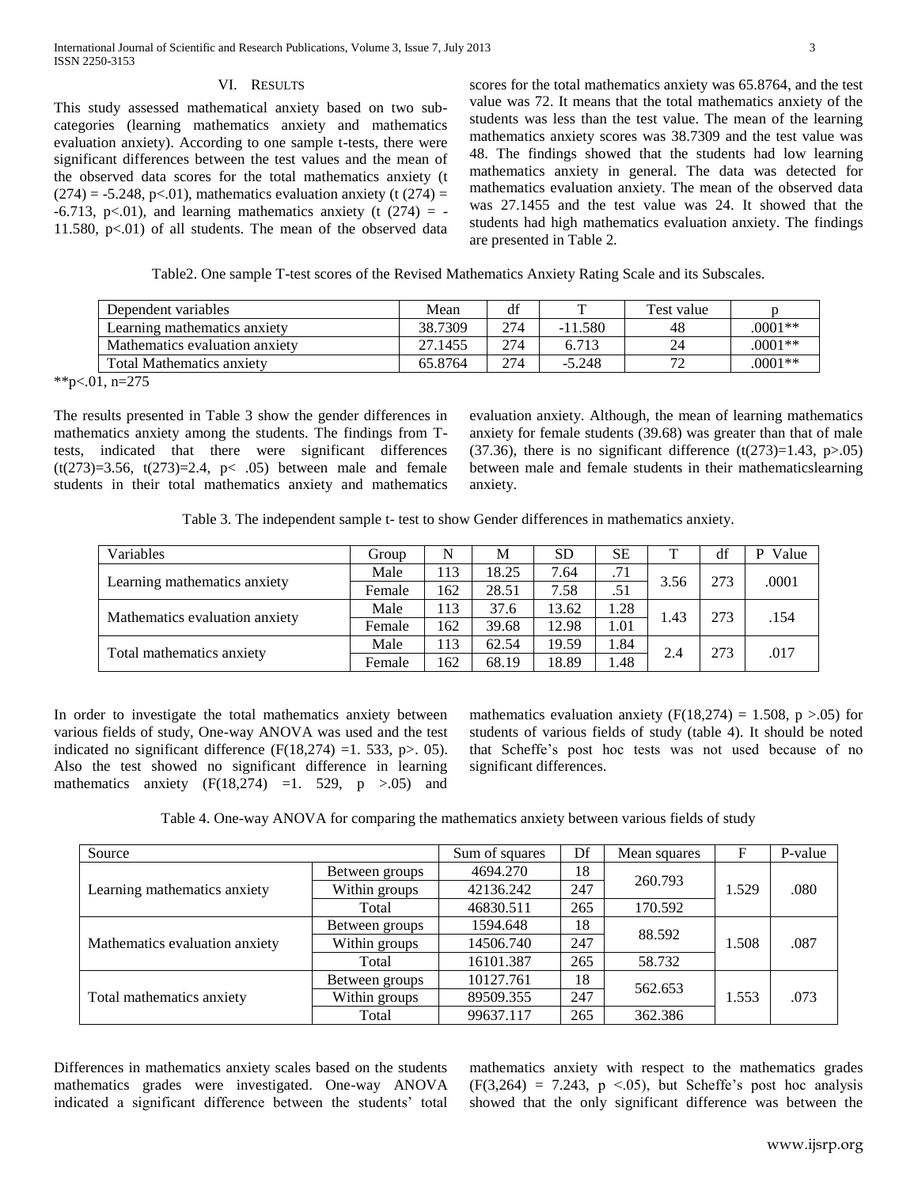## VI. Results

This study assessed mathematical anxiety based on two sub-categories (learning mathematics anxiety and mathematics evaluation anxiety). According to one sample t-tests, there were significant differences between the test values and the mean of the observed data scores for the total mathematics anxiety ($t(274) = -5.248$, $p<.01$), mathematics evaluation anxiety ($t(274) = -6.713$, $p<.01$), and learning mathematics anxiety ($t(274) = -11.580$, $p<.01$) of all students. The mean of the observed data scores for the total mathematics anxiety was 65.8764, and the test value was 72. It means that the total mathematics anxiety of the students was less than the test value. The mean of the learning mathematics anxiety scores was 38.7309 and the test value was 48. The findings showed that the students had low learning mathematics anxiety in general. The data was detected for mathematics evaluation anxiety. The mean of the observed data was 27.1455 and the test value was 24. It showed that the students had high mathematics evaluation anxiety. The findings are presented in Table 2.

Table2. One sample T-test scores of the Revised Mathematics Anxiety Rating Scale and its Subscales.

| Dependent variables | Mean | df | T | Test value | p |
|---|---|---|---|---|---|
| Learning mathematics anxiety | 38.7309 | 274 | -11.580 | 48 | .0001** |
| Mathematics evaluation anxiety | 27.1455 | 274 | 6.713 | 24 | .0001** |
| Total Mathematics anxiety | 65.8764 | 274 | -5.248 | 72 | .0001** |

**p<.01, n=275

The results presented in Table 3 show the gender differences in mathematics anxiety among the students. The findings from T-tests, indicated that there were significant differences ($t(273)=3.56$, $t(273)=2.4$, $p< .05$) between male and female students in their total mathematics anxiety and mathematics evaluation anxiety. Although, the mean of learning mathematics anxiety for female students (39.68) was greater than that of male (37.36), there is no significant difference ($t(273)=1.43$, $p>.05$) between male and female students in their mathematicslearning anxiety.

Table 3. The independent sample t- test to show Gender differences in mathematics anxiety.

| Variables | Group | N | M | SD | SE | T | df | P Value |
|---|---|---|---|---|---|---|---|---|
| Learning mathematics anxiety | Male | 113 | 18.25 | 7.64 | .71 | 3.56 | 273 | .0001 |
| | Female | 162 | 28.51 | 7.58 | .51 | | | |
| Mathematics evaluation anxiety | Male | 113 | 37.6 | 13.62 | 1.28 | 1.43 | 273 | .154 |
| | Female | 162 | 39.68 | 12.98 | 1.01 | | | |
| Total mathematics anxiety | Male | 113 | 62.54 | 19.59 | 1.84 | 2.4 | 273 | .017 |
| | Female | 162 | 68.19 | 18.89 | 1.48 | | | |

In order to investigate the total mathematics anxiety between various fields of study, One-way ANOVA was used and the test indicated no significant difference ($F(18,274) =1. 533$, $p>. 05$). Also the test showed no significant difference in learning mathematics anxiety ($F(18,274) =1. 529$, $p >.05$) and mathematics evaluation anxiety ($F(18,274) = 1.508$, $p >.05$) for students of various fields of study (table 4). It should be noted that Scheffe's post hoc tests was not used because of no significant differences.

Table 4. One-way ANOVA for comparing the mathematics anxiety between various fields of study

| Source | | Sum of squares | Df | Mean squares | F | P-value |
|---|---|---|---|---|---|---|
| Learning mathematics anxiety | Between groups | 4694.270 | 18 | 260.793 | 1.529 | .080 |
| | Within groups | 42136.242 | 247 | | | |
| | Total | 46830.511 | 265 | 170.592 | | |
| Mathematics evaluation anxiety | Between groups | 1594.648 | 18 | 88.592 | 1.508 | .087 |
| | Within groups | 14506.740 | 247 | | | |
| | Total | 16101.387 | 265 | 58.732 | | |
| Total mathematics anxiety | Between groups | 10127.761 | 18 | 562.653 | 1.553 | .073 |
| | Within groups | 89509.355 | 247 | | | |
| | Total | 99637.117 | 265 | 362.386 | | |

Differences in mathematics anxiety scales based on the students mathematics grades were investigated. One-way ANOVA indicated a significant difference between the students' total mathematics anxiety with respect to the mathematics grades ($F(3,264) = 7.243$, $p <.05$), but Scheffe's post hoc analysis showed that the only significant difference was between the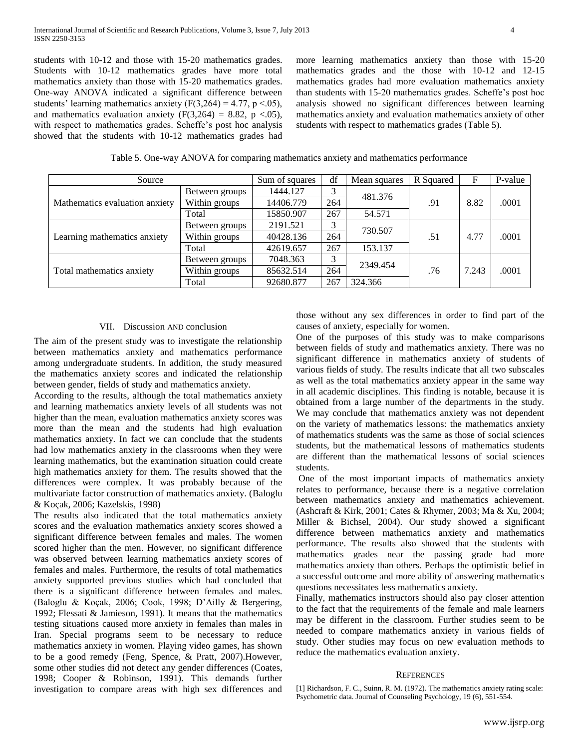students with 10-12 and those with 15-20 mathematics grades. Students with 10-12 mathematics grades have more total mathematics anxiety than those with 15-20 mathematics grades. One-way ANOVA indicated a significant difference between students' learning mathematics anxiety ($F(3,264) = 4.77$, $p < .05$), and mathematics evaluation anxiety ($F(3,264) = 8.82$, $p < .05$), with respect to mathematics grades. Scheffe's post hoc analysis showed that the students with 10-12 mathematics grades had more learning mathematics anxiety than those with 15-20 mathematics grades and the those with 10-12 and 12-15 mathematics grades had more evaluation mathematics anxiety than students with 15-20 mathematics grades. Scheffe's post hoc analysis showed no significant differences between learning mathematics anxiety and evaluation mathematics anxiety of other students with respect to mathematics grades (Table 5).

Table 5. One-way ANOVA for comparing mathematics anxiety and mathematics performance

| Source | | Sum of squares | df | Mean squares | R Squared | F | P-value |
|---|---|---|---|---|---|---|---|
| Mathematics evaluation anxiety | Between groups | 1444.127 | 3 | 481.376 | .91 | 8.82 | .0001 |
| | Within groups | 14406.779 | 264 | | | | |
| | Total | 15850.907 | 267 | 54.571 | | | |
| Learning mathematics anxiety | Between groups | 2191.521 | 3 | 730.507 | .51 | 4.77 | .0001 |
| | Within groups | 40428.136 | 264 | | | | |
| | Total | 42619.657 | 267 | 153.137 | | | |
| Total mathematics anxiety | Between groups | 7048.363 | 3 | 2349.454 | .76 | 7.243 | .0001 |
| | Within groups | 85632.514 | 264 | | | | |
| | Total | 92680.877 | 267 | 324.366 | | | |

## VII. Discussion AND conclusion

The aim of the present study was to investigate the relationship between mathematics anxiety and mathematics performance among undergraduate students. In addition, the study measured the mathematics anxiety scores and indicated the relationship between gender, fields of study and mathematics anxiety.

According to the results, although the total mathematics anxiety and learning mathematics anxiety levels of all students was not higher than the mean, evaluation mathematics anxiety scores was more than the mean and the students had high evaluation mathematics anxiety. In fact we can conclude that the students had low mathematics anxiety in the classrooms when they were learning mathematics, but the examination situation could create high mathematics anxiety for them. The results showed that the differences were complex. It was probably because of the multivariate factor construction of mathematics anxiety. (Baloglu & Koçak, 2006; Kazelskis, 1998)

The results also indicated that the total mathematics anxiety scores and the evaluation mathematics anxiety scores showed a significant difference between females and males. The women scored higher than the men. However, no significant difference was observed between learning mathematics anxiety scores of females and males. Furthermore, the results of total mathematics anxiety supported previous studies which had concluded that there is a significant difference between females and males. (Baloglu & Koçak, 2006; Cook, 1998; D'Ailly & Bergering, 1992; Flessati & Jamieson, 1991). It means that the mathematics testing situations caused more anxiety in females than males in Iran. Special programs seem to be necessary to reduce mathematics anxiety in women. Playing video games, has shown to be a good remedy (Feng, Spence, & Pratt, 2007).However, some other studies did not detect any gender differences (Coates, 1998; Cooper & Robinson, 1991). This demands further investigation to compare areas with high sex differences and those without any sex differences in order to find part of the causes of anxiety, especially for women.

One of the purposes of this study was to make comparisons between fields of study and mathematics anxiety. There was no significant difference in mathematics anxiety of students of various fields of study. The results indicate that all two subscales as well as the total mathematics anxiety appear in the same way in all academic disciplines. This finding is notable, because it is obtained from a large number of the departments in the study. We may conclude that mathematics anxiety was not dependent on the variety of mathematics lessons: the mathematics anxiety of mathematics students was the same as those of social sciences students, but the mathematical lessons of mathematics students are different than the mathematical lessons of social sciences students.

One of the most important impacts of mathematics anxiety relates to performance, because there is a negative correlation between mathematics anxiety and mathematics achievement. (Ashcraft & Kirk, 2001; Cates & Rhymer, 2003; Ma & Xu, 2004; Miller & Bichsel, 2004). Our study showed a significant difference between mathematics anxiety and mathematics performance. The results also showed that the students with mathematics grades near the passing grade had more mathematics anxiety than others. Perhaps the optimistic belief in a successful outcome and more ability of answering mathematics questions necessitates less mathematics anxiety.

Finally, mathematics instructors should also pay closer attention to the fact that the requirements of the female and male learners may be different in the classroom. Further studies seem to be needed to compare mathematics anxiety in various fields of study. Other studies may focus on new evaluation methods to reduce the mathematics evaluation anxiety.

## References

[1] Richardson, F. C., Suinn, R. M. (1972). The mathematics anxiety rating scale: Psychometric data. Journal of Counseling Psychology, 19 (6), 551-554.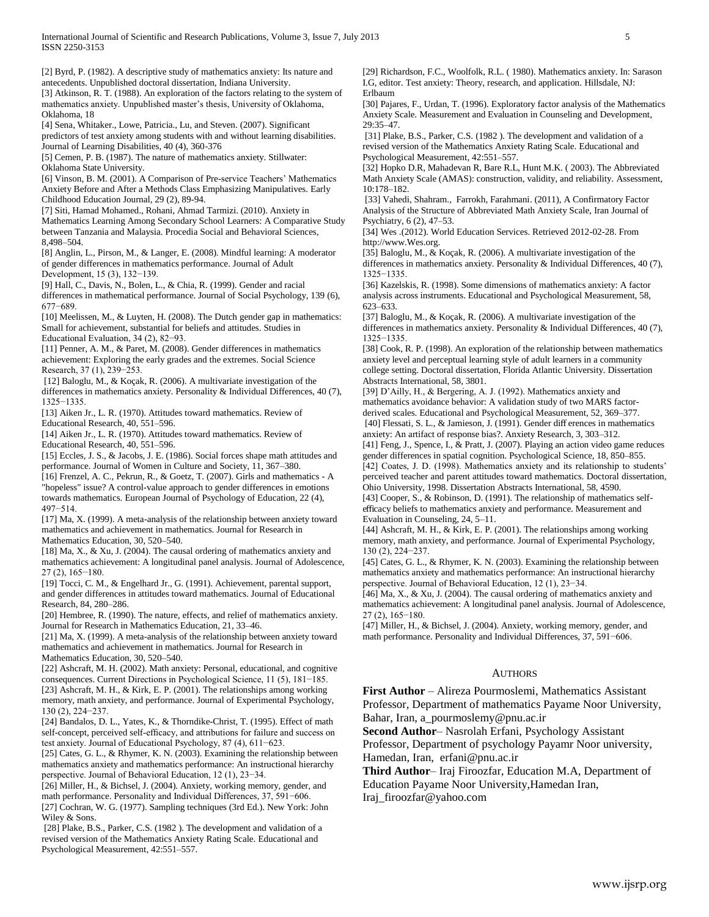[2] Byrd, P. (1982). A descriptive study of mathematics anxiety: Its nature and antecedents. Unpublished doctoral dissertation, Indiana University.

[3] Atkinson, R. T. (1988). An exploration of the factors relating to the system of mathematics anxiety. Unpublished master's thesis, University of Oklahoma, Oklahoma, 18

[4] Sena, Whitaker., Lowe, Patricia., Lu, and Steven. (2007). Significant predictors of test anxiety among students with and without learning disabilities. Journal of Learning Disabilities, 40 (4), 360-376

[5] Cemen, P. B. (1987). The nature of mathematics anxiety. Stillwater: Oklahoma State University.

[6] Vinson, B. M. (2001). A Comparison of Pre-service Teachers' Mathematics Anxiety Before and After a Methods Class Emphasizing Manipulatives. Early Childhood Education Journal, 29 (2), 89-94.

[7] Siti, Hamad Mohamed., Rohani, Ahmad Tarmizi. (2010). Anxiety in Mathematics Learning Among Secondary School Learners: A Comparative Study between Tanzania and Malaysia. Procedia Social and Behavioral Sciences, 8,498–504.

[8] Anglin, L., Pirson, M., & Langer, E. (2008). Mindful learning: A moderator of gender differences in mathematics performance. Journal of Adult Development, 15 (3), 132−139.

[9] Hall, C., Davis, N., Bolen, L., & Chia, R. (1999). Gender and racial differences in mathematical performance. Journal of Social Psychology, 139 (6), 677−689.

[10] Meelissen, M., & Luyten, H. (2008). The Dutch gender gap in mathematics: Small for achievement, substantial for beliefs and attitudes. Studies in Educational Evaluation, 34 (2), 82−93.

[11] Penner, A. M., & Paret, M. (2008). Gender differences in mathematics achievement: Exploring the early grades and the extremes. Social Science Research, 37 (1), 239−253.

[12] Baloglu, M., & Koçak, R. (2006). A multivariate investigation of the differences in mathematics anxiety. Personality & Individual Differences, 40 (7), 1325−1335.

[13] Aiken Jr., L. R. (1970). Attitudes toward mathematics. Review of Educational Research, 40, 551–596.

[14] Aiken Jr., L. R. (1970). Attitudes toward mathematics. Review of Educational Research, 40, 551–596.

[15] Eccles, J. S., & Jacobs, J. E. (1986). Social forces shape math attitudes and performance. Journal of Women in Culture and Society, 11, 367–380.

[16] Frenzel, A. C., Pekrun, R., & Goetz, T. (2007). Girls and mathematics - A "hopeless" issue? A control-value approach to gender differences in emotions towards mathematics. European Journal of Psychology of Education, 22 (4), 497−514.

[17] Ma, X. (1999). A meta-analysis of the relationship between anxiety toward mathematics and achievement in mathematics. Journal for Research in Mathematics Education, 30, 520–540.

[18] Ma, X., & Xu, J. (2004). The causal ordering of mathematics anxiety and mathematics achievement: A longitudinal panel analysis. Journal of Adolescence, 27 (2), 165−180.

[19] Tocci, C. M., & Engelhard Jr., G. (1991). Achievement, parental support, and gender differences in attitudes toward mathematics. Journal of Educational Research, 84, 280–286.

[20] Hembree, R. (1990). The nature, effects, and relief of mathematics anxiety. Journal for Research in Mathematics Education, 21, 33–46.

[21] Ma, X. (1999). A meta-analysis of the relationship between anxiety toward mathematics and achievement in mathematics. Journal for Research in Mathematics Education, 30, 520–540.

[22] Ashcraft, M. H. (2002). Math anxiety: Personal, educational, and cognitive consequences. Current Directions in Psychological Science, 11 (5), 181−185.

[23] Ashcraft, M. H., & Kirk, E. P. (2001). The relationships among working memory, math anxiety, and performance. Journal of Experimental Psychology, 130 (2), 224−237.

[24] Bandalos, D. L., Yates, K., & Thorndike-Christ, T. (1995). Effect of math self-concept, perceived self-efficacy, and attributions for failure and success on test anxiety. Journal of Educational Psychology, 87 (4), 611−623.

[25] Cates, G. L., & Rhymer, K. N. (2003). Examining the relationship between mathematics anxiety and mathematics performance: An instructional hierarchy perspective. Journal of Behavioral Education, 12 (1), 23−34.

[26] Miller, H., & Bichsel, J. (2004). Anxiety, working memory, gender, and math performance. Personality and Individual Differences, 37, 591−606.

[27] Cochran, W. G. (1977). Sampling techniques (3rd Ed.). New York: John Wiley & Sons.

[28] Plake, B.S., Parker, C.S. (1982 ). The development and validation of a revised version of the Mathematics Anxiety Rating Scale. Educational and Psychological Measurement, 42:551–557.

[29] Richardson, F.C., Woolfolk, R.L. ( 1980). Mathematics anxiety. In: Sarason I.G, editor. Test anxiety: Theory, research, and application. Hillsdale, NJ: Erlbaum

[30] Pajares, F., Urdan, T. (1996). Exploratory factor analysis of the Mathematics Anxiety Scale. Measurement and Evaluation in Counseling and Development, 29:35–47.

[31] Plake, B.S., Parker, C.S. (1982 ). The development and validation of a revised version of the Mathematics Anxiety Rating Scale. Educational and Psychological Measurement, 42:551–557.

[32] Hopko D.R, Mahadevan R, Bare R.L, Hunt M.K. ( 2003). The Abbreviated Math Anxiety Scale (AMAS): construction, validity, and reliability. Assessment, 10:178–182.

[33] Vahedi, Shahram., Farrokh, Farahmani. (2011), A Confirmatory Factor Analysis of the Structure of Abbreviated Math Anxiety Scale, Iran Journal of Psychiatry, 6 (2), 47–53.

[34] Wes .(2012). World Education Services. Retrieved 2012-02-28. From http://www.Wes.org.

[35] Baloglu, M., & Koçak, R. (2006). A multivariate investigation of the differences in mathematics anxiety. Personality & Individual Differences, 40 (7), 1325−1335.

[36] Kazelskis, R. (1998). Some dimensions of mathematics anxiety: A factor analysis across instruments. Educational and Psychological Measurement, 58, 623–633.

[37] Baloglu, M., & Koçak, R. (2006). A multivariate investigation of the differences in mathematics anxiety. Personality & Individual Differences, 40 (7), 1325−1335.

[38] Cook, R. P. (1998). An exploration of the relationship between mathematics anxiety level and perceptual learning style of adult learners in a community college setting. Doctoral dissertation, Florida Atlantic University. Dissertation Abstracts International, 58, 3801.

[39] D'Ailly, H., & Bergering, A. J. (1992). Mathematics anxiety and mathematics avoidance behavior: A validation study of two MARS factor-derived scales. Educational and Psychological Measurement, 52, 369–377.

[40] Flessati, S. L., & Jamieson, J. (1991). Gender diff erences in mathematics anxiety: An artifact of response bias?. Anxiety Research, 3, 303–312.

[41] Feng, J., Spence, I., & Pratt, J. (2007). Playing an action video game reduces gender differences in spatial cognition. Psychological Science, 18, 850–855.

[42] Coates, J. D. (1998). Mathematics anxiety and its relationship to students' perceived teacher and parent attitudes toward mathematics. Doctoral dissertation, Ohio University, 1998. Dissertation Abstracts International, 58, 4590.

[43] Cooper, S., & Robinson, D. (1991). The relationship of mathematics self-efficacy beliefs to mathematics anxiety and performance. Measurement and Evaluation in Counseling, 24, 5–11.

[44] Ashcraft, M. H., & Kirk, E. P. (2001). The relationships among working memory, math anxiety, and performance. Journal of Experimental Psychology, 130 (2), 224−237.

[45] Cates, G. L., & Rhymer, K. N. (2003). Examining the relationship between mathematics anxiety and mathematics performance: An instructional hierarchy perspective. Journal of Behavioral Education, 12 (1), 23−34.

[46] Ma, X., & Xu, J. (2004). The causal ordering of mathematics anxiety and mathematics achievement: A longitudinal panel analysis. Journal of Adolescence, 27 (2), 165−180.

[47] Miller, H., & Bichsel, J. (2004). Anxiety, working memory, gender, and math performance. Personality and Individual Differences, 37, 591−606.

## AUTHORS

**First Author** – Alireza Pourmoslemi, Mathematics Assistant Professor, Department of mathematics Payame Noor University, Bahar, Iran, a_pourmoslemy@pnu.ac.ir

**Second Author**– Nasrolah Erfani, Psychology Assistant Professor, Department of psychology Payamr Noor university, Hamedan, Iran, erfani@pnu.ac.ir

**Third Author**– Iraj Firoozfar, Education M.A, Department of Education Payame Noor University,Hamedan Iran, Iraj_firoozfar@yahoo.com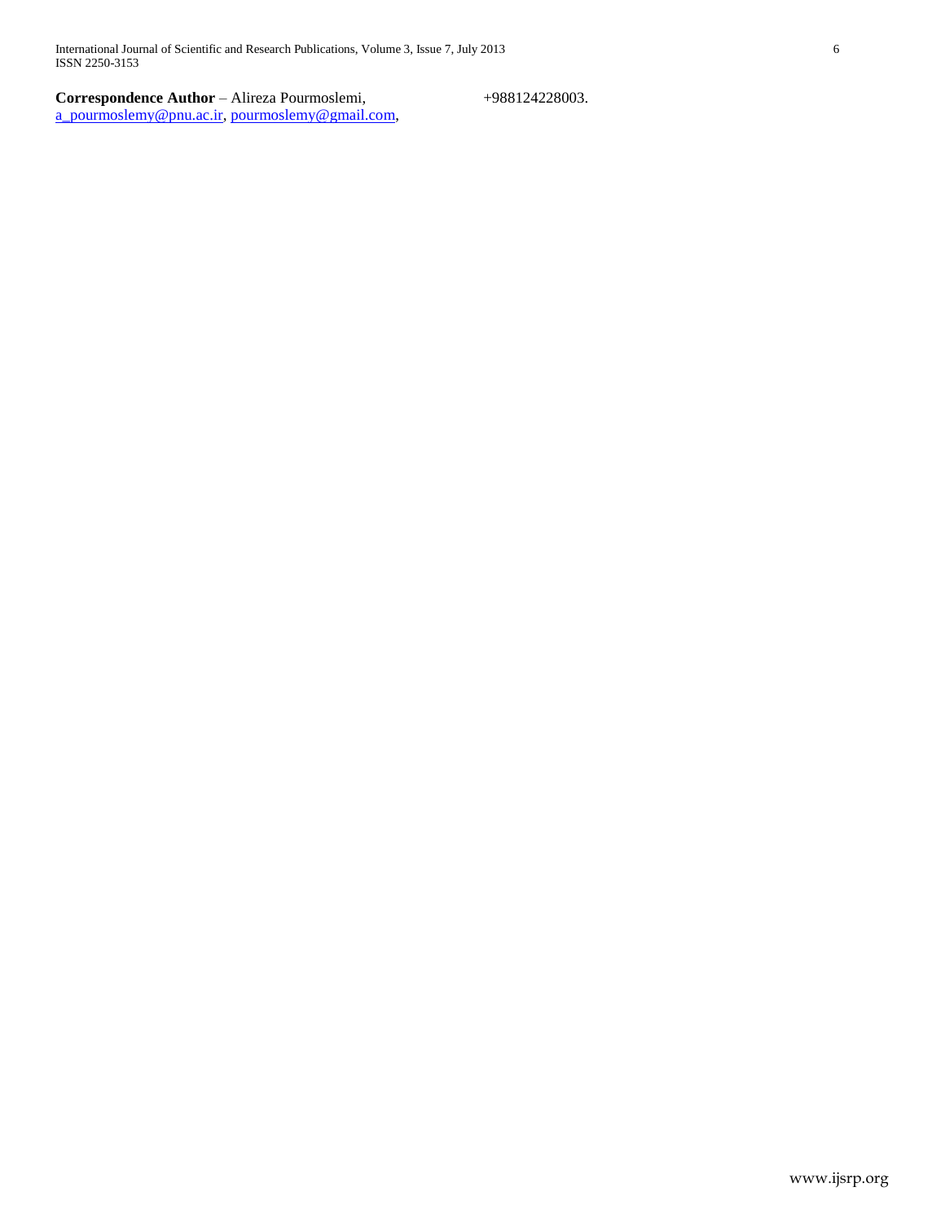**Correspondence Author** – Alireza Pourmoslemi, a_pourmoslemy@pnu.ac.ir, pourmoslemy@gmail.com, +988124228003.